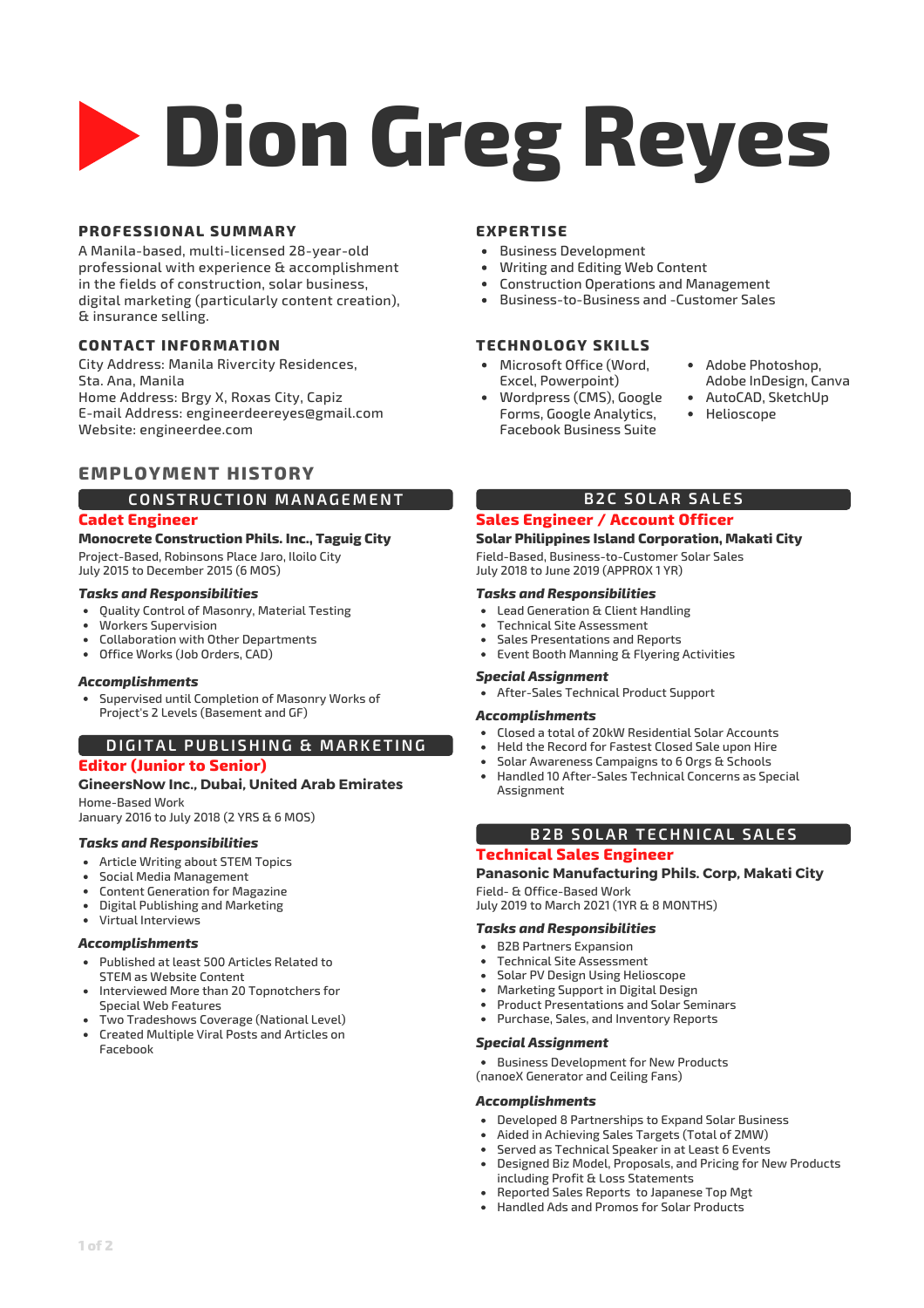# Dion Greg Reyes

## PROFESSIONAL SUMMARY

A Manila-based, multi-licensed 28-year-old professional with experience & accomplishment in the fields of construction, solar business, digital marketing (particularly content creation), & insurance selling.

## CONTACT INFORMATION

City Address: Manila Rivercity Residences, Sta. Ana, Manila
Home Address: Brgy X, Roxas City, Capiz
E-mail Address: engineerdeereyes@gmail.com
Website: engineerdee.com

## EXPERTISE

- Business Development
- Writing and Editing Web Content
- Construction Operations and Management
- Business-to-Business and -Customer Sales

## TECHNOLOGY SKILLS

- Microsoft Office (Word, Excel, Powerpoint)
- Wordpress (CMS), Google Forms, Google Analytics, Facebook Business Suite
- Adobe Photoshop, Adobe InDesign, Canva
- AutoCAD, SketchUp
- Helioscope

## EMPLOYMENT HISTORY

### CONSTRUCTION MANAGEMENT

**Cadet Engineer**

**Monocrete Construction Phils. Inc., Taguig City**

Project-Based, Robinsons Place Jaro, Iloilo City
July 2015 to December 2015 (6 MOS)

***Tasks and Responsibilities***

- Quality Control of Masonry, Material Testing
- Workers Supervision
- Collaboration with Other Departments
- Office Works (Job Orders, CAD)

***Accomplishments***

- Supervised until Completion of Masonry Works of Project's 2 Levels (Basement and GF)

### DIGITAL PUBLISHING & MARKETING

**Editor (Junior to Senior)**

**GineersNow Inc., Dubai, United Arab Emirates**

Home-Based Work
January 2016 to July 2018 (2 YRS & 6 MOS)

***Tasks and Responsibilities***

- Article Writing about STEM Topics
- Social Media Management
- Content Generation for Magazine
- Digital Publishing and Marketing
- Virtual Interviews

***Accomplishments***

- Published at least 500 Articles Related to STEM as Website Content
- Interviewed More than 20 Topnotchers for Special Web Features
- Two Tradeshows Coverage (National Level)
- Created Multiple Viral Posts and Articles on Facebook

### B2C SOLAR SALES

**Sales Engineer / Account Officer**

**Solar Philippines Island Corporation, Makati City**

Field-Based, Business-to-Customer Solar Sales
July 2018 to June 2019 (APPROX 1 YR)

***Tasks and Responsibilities***

- Lead Generation & Client Handling
- Technical Site Assessment
- Sales Presentations and Reports
- Event Booth Manning & Flyering Activities

***Special Assignment***

- After-Sales Technical Product Support

***Accomplishments***

- Closed a total of 20kW Residential Solar Accounts
- Held the Record for Fastest Closed Sale upon Hire
- Solar Awareness Campaigns to 6 Orgs & Schools
- Handled 10 After-Sales Technical Concerns as Special Assignment

### B2B SOLAR TECHNICAL SALES

**Technical Sales Engineer**

**Panasonic Manufacturing Phils. Corp, Makati City**

Field- & Office-Based Work
July 2019 to March 2021 (1YR & 8 MONTHS)

***Tasks and Responsibilities***

- B2B Partners Expansion
- Technical Site Assessment
- Solar PV Design Using Helioscope
- Marketing Support in Digital Design
- Product Presentations and Solar Seminars
- Purchase, Sales, and Inventory Reports

***Special Assignment***

- Business Development for New Products (nanoeX Generator and Ceiling Fans)

***Accomplishments***

- Developed 8 Partnerships to Expand Solar Business
- Aided in Achieving Sales Targets (Total of 2MW)
- Served as Technical Speaker in at Least 6 Events
- Designed Biz Model, Proposals, and Pricing for New Products including Profit & Loss Statements
- Reported Sales Reports to Japanese Top Mgt
- Handled Ads and Promos for Solar Products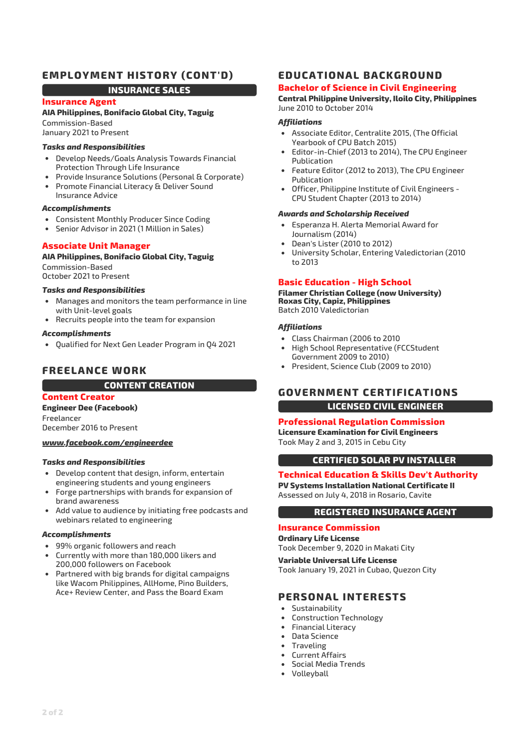## EMPLOYMENT HISTORY (CONT'D)

### INSURANCE SALES

#### Insurance Agent

**AIA Philippines, Bonifacio Global City, Taguig**
Commission-Based
January 2021 to Present

***Tasks and Responsibilities***

- Develop Needs/Goals Analysis Towards Financial Protection Through Life Insurance
- Provide Insurance Solutions (Personal & Corporate)
- Promote Financial Literacy & Deliver Sound Insurance Advice

***Accomplishments***

- Consistent Monthly Producer Since Coding
- Senior Advisor in 2021 (1 Million in Sales)

#### Associate Unit Manager

**AIA Philippines, Bonifacio Global City, Taguig**
Commission-Based
October 2021 to Present

***Tasks and Responsibilities***

- Manages and monitors the team performance in line with Unit-level goals
- Recruits people into the team for expansion

***Accomplishments***

- Qualified for Next Gen Leader Program in Q4 2021

## FREELANCE WORK

### CONTENT CREATION

#### Content Creator

**Engineer Dee (Facebook)**
Freelancer
December 2016 to Present

***www.facebook.com/engineerdee***

***Tasks and Responsibilities***

- Develop content that design, inform, entertain engineering students and young engineers
- Forge partnerships with brands for expansion of brand awareness
- Add value to audience by initiating free podcasts and webinars related to engineering

***Accomplishments***

- 99% organic followers and reach
- Currently with more than 180,000 likers and 200,000 followers on Facebook
- Partnered with big brands for digital campaigns like Wacom Philippines, AllHome, Pino Builders, Ace+ Review Center, and Pass the Board Exam

## EDUCATIONAL BACKGROUND

#### Bachelor of Science in Civil Engineering

**Central Philippine University, Iloilo City, Philippines**
June 2010 to October 2014

***Affiliations***

- Associate Editor, Centralite 2015, (The Official Yearbook of CPU Batch 2015)
- Editor-in-Chief (2013 to 2014), The CPU Engineer Publication
- Feature Editor (2012 to 2013), The CPU Engineer Publication
- Officer, Philippine Institute of Civil Engineers - CPU Student Chapter (2013 to 2014)

***Awards and Scholarship Received***

- Esperanza H. Alerta Memorial Award for Journalism (2014)
- Dean's Lister (2010 to 2012)
- University Scholar, Entering Valedictorian (2010 to 2013

#### Basic Education - High School

**Filamer Christian College (now University)**
**Roxas City, Capiz, Philippines**
Batch 2010 Valedictorian

***Affiliations***

- Class Chairman (2006 to 2010
- High School Representative (FCCStudent Government 2009 to 2010)
- President, Science Club (2009 to 2010)

## GOVERNMENT CERTIFICATIONS

### LICENSED CIVIL ENGINEER

#### Professional Regulation Commission

**Licensure Examination for Civil Engineers**
Took May 2 and 3, 2015 in Cebu City

### CERTIFIED SOLAR PV INSTALLER

#### Technical Education & Skills Dev't Authority

**PV Systems Installation National Certificate II**
Assessed on July 4, 2018 in Rosario, Cavite

### REGISTERED INSURANCE AGENT

#### Insurance Commission

**Ordinary Life License**
Took December 9, 2020 in Makati City

**Variable Universal Life License**
Took January 19, 2021 in Cubao, Quezon City

## PERSONAL INTERESTS

- Sustainability
- Construction Technology
- Financial Literacy
- Data Science
- Traveling
- Current Affairs
- Social Media Trends
- Volleyball